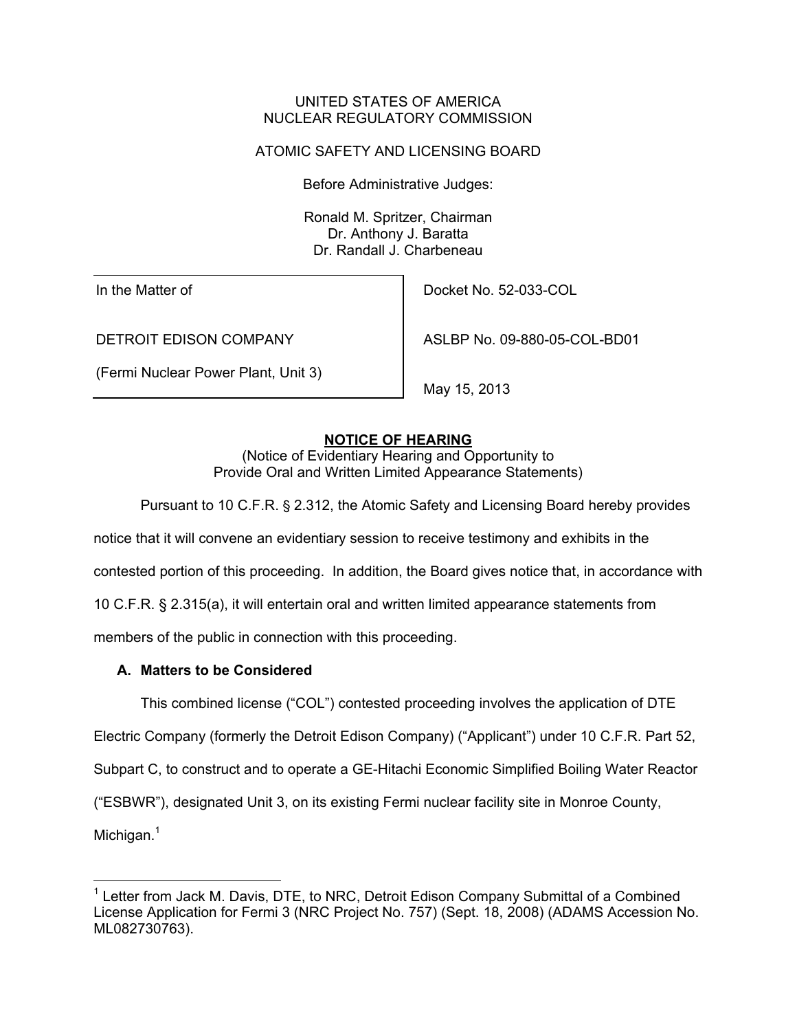UNITED STATES OF AMERICA
NUCLEAR REGULATORY COMMISSION

ATOMIC SAFETY AND LICENSING BOARD

Before Administrative Judges:

Ronald M. Spritzer, Chairman
Dr. Anthony J. Baratta
Dr. Randall J. Charbeneau

| | |
|---|---|
| In the Matter of | Docket No. 52-033-COL |
| DETROIT EDISON COMPANY | ASLBP No. 09-880-05-COL-BD01 |
| (Fermi Nuclear Power Plant, Unit 3) | May 15, 2013 |

**NOTICE OF HEARING**
(Notice of Evidentiary Hearing and Opportunity to Provide Oral and Written Limited Appearance Statements)

Pursuant to 10 C.F.R. § 2.312, the Atomic Safety and Licensing Board hereby provides notice that it will convene an evidentiary session to receive testimony and exhibits in the contested portion of this proceeding. In addition, the Board gives notice that, in accordance with 10 C.F.R. § 2.315(a), it will entertain oral and written limited appearance statements from members of the public in connection with this proceeding.

### A. Matters to be Considered

This combined license ("COL") contested proceeding involves the application of DTE Electric Company (formerly the Detroit Edison Company) ("Applicant") under 10 C.F.R. Part 52, Subpart C, to construct and to operate a GE-Hitachi Economic Simplified Boiling Water Reactor ("ESBWR"), designated Unit 3, on its existing Fermi nuclear facility site in Monroe County, Michigan.[1]

---

[1] Letter from Jack M. Davis, DTE, to NRC, Detroit Edison Company Submittal of a Combined License Application for Fermi 3 (NRC Project No. 757) (Sept. 18, 2008) (ADAMS Accession No. ML082730763).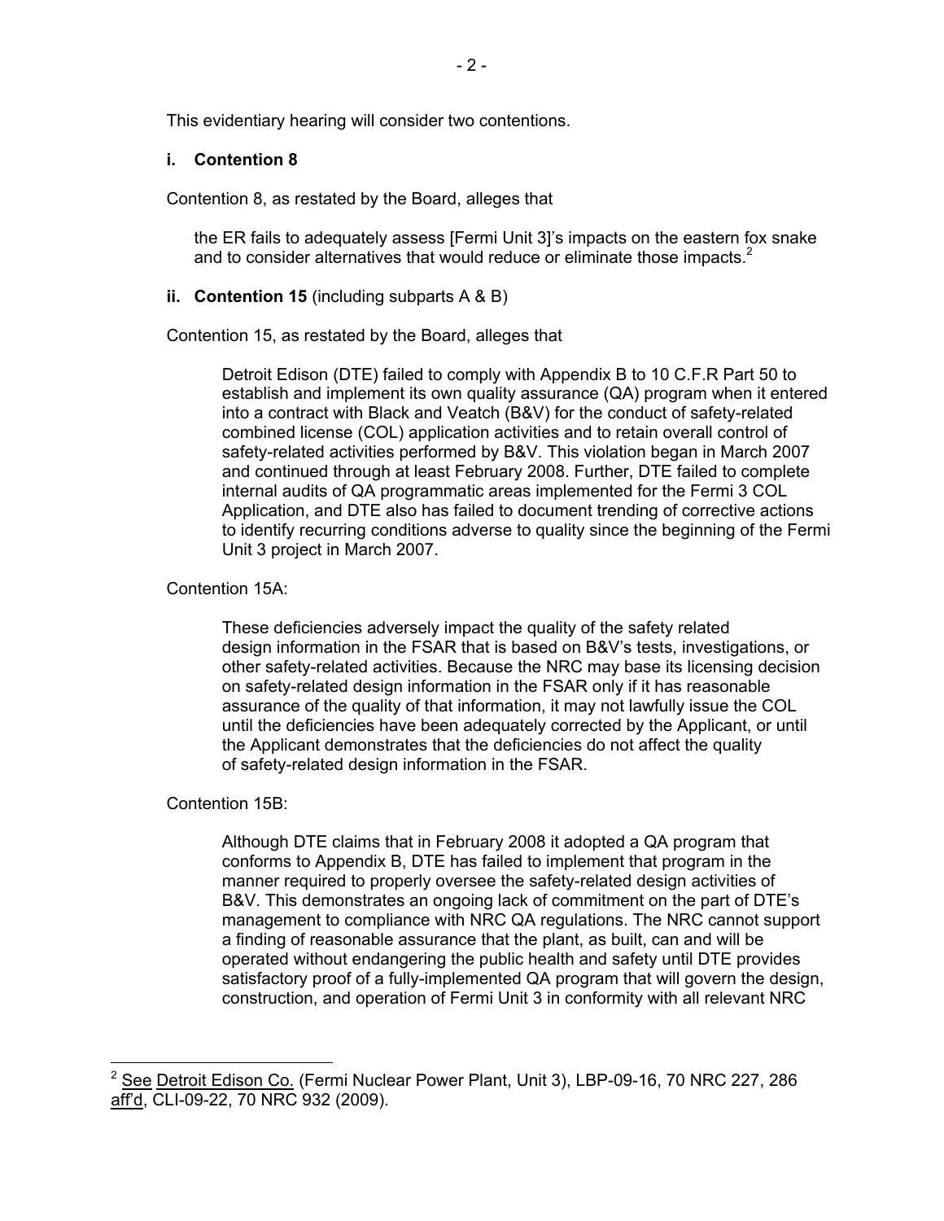This evidentiary hearing will consider two contentions.

**i. Contention 8**

Contention 8, as restated by the Board, alleges that

> the ER fails to adequately assess [Fermi Unit 3]'s impacts on the eastern fox snake and to consider alternatives that would reduce or eliminate those impacts.[2]

**ii. Contention 15** (including subparts A & B)

Contention 15, as restated by the Board, alleges that

> Detroit Edison (DTE) failed to comply with Appendix B to 10 C.F.R Part 50 to establish and implement its own quality assurance (QA) program when it entered into a contract with Black and Veatch (B&V) for the conduct of safety-related combined license (COL) application activities and to retain overall control of safety-related activities performed by B&V. This violation began in March 2007 and continued through at least February 2008. Further, DTE failed to complete internal audits of QA programmatic areas implemented for the Fermi 3 COL Application, and DTE also has failed to document trending of corrective actions to identify recurring conditions adverse to quality since the beginning of the Fermi Unit 3 project in March 2007.

Contention 15A:

> These deficiencies adversely impact the quality of the safety related design information in the FSAR that is based on B&V's tests, investigations, or other safety-related activities. Because the NRC may base its licensing decision on safety-related design information in the FSAR only if it has reasonable assurance of the quality of that information, it may not lawfully issue the COL until the deficiencies have been adequately corrected by the Applicant, or until the Applicant demonstrates that the deficiencies do not affect the quality of safety-related design information in the FSAR.

Contention 15B:

> Although DTE claims that in February 2008 it adopted a QA program that conforms to Appendix B, DTE has failed to implement that program in the manner required to properly oversee the safety-related design activities of B&V. This demonstrates an ongoing lack of commitment on the part of DTE's management to compliance with NRC QA regulations. The NRC cannot support a finding of reasonable assurance that the plant, as built, can and will be operated without endangering the public health and safety until DTE provides satisfactory proof of a fully-implemented QA program that will govern the design, construction, and operation of Fermi Unit 3 in conformity with all relevant NRC

---

[2] See Detroit Edison Co. (Fermi Nuclear Power Plant, Unit 3), LBP-09-16, 70 NRC 227, 286 aff'd, CLI-09-22, 70 NRC 932 (2009).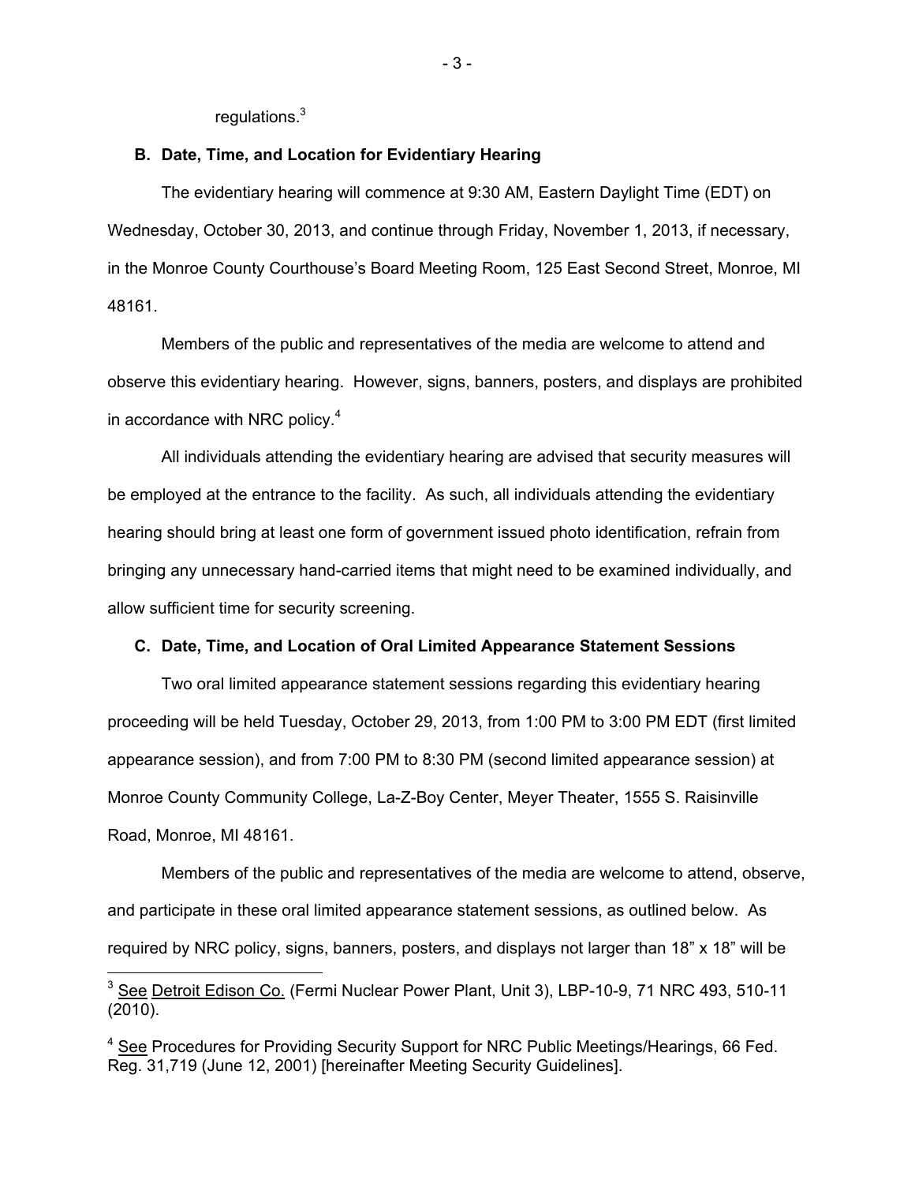regulations.[3]

**B. Date, Time, and Location for Evidentiary Hearing**

The evidentiary hearing will commence at 9:30 AM, Eastern Daylight Time (EDT) on Wednesday, October 30, 2013, and continue through Friday, November 1, 2013, if necessary, in the Monroe County Courthouse's Board Meeting Room, 125 East Second Street, Monroe, MI 48161.

Members of the public and representatives of the media are welcome to attend and observe this evidentiary hearing. However, signs, banners, posters, and displays are prohibited in accordance with NRC policy.[4]

All individuals attending the evidentiary hearing are advised that security measures will be employed at the entrance to the facility. As such, all individuals attending the evidentiary hearing should bring at least one form of government issued photo identification, refrain from bringing any unnecessary hand-carried items that might need to be examined individually, and allow sufficient time for security screening.

**C. Date, Time, and Location of Oral Limited Appearance Statement Sessions**

Two oral limited appearance statement sessions regarding this evidentiary hearing proceeding will be held Tuesday, October 29, 2013, from 1:00 PM to 3:00 PM EDT (first limited appearance session), and from 7:00 PM to 8:30 PM (second limited appearance session) at Monroe County Community College, La-Z-Boy Center, Meyer Theater, 1555 S. Raisinville Road, Monroe, MI 48161.

Members of the public and representatives of the media are welcome to attend, observe, and participate in these oral limited appearance statement sessions, as outlined below. As required by NRC policy, signs, banners, posters, and displays not larger than 18" x 18" will be

---

[3] See Detroit Edison Co. (Fermi Nuclear Power Plant, Unit 3), LBP-10-9, 71 NRC 493, 510-11 (2010).

[4] See Procedures for Providing Security Support for NRC Public Meetings/Hearings, 66 Fed. Reg. 31,719 (June 12, 2001) [hereinafter Meeting Security Guidelines].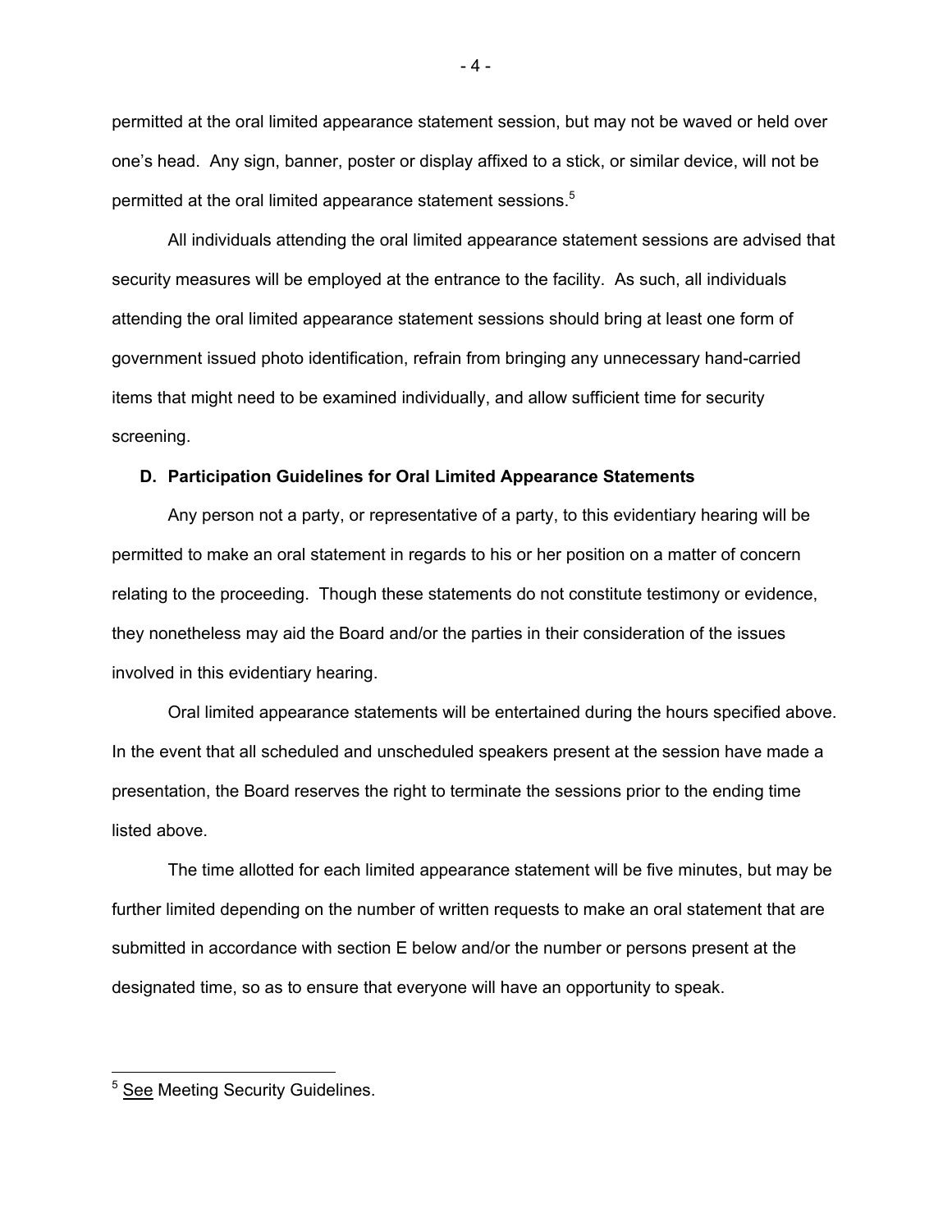permitted at the oral limited appearance statement session, but may not be waved or held over one's head. Any sign, banner, poster or display affixed to a stick, or similar device, will not be permitted at the oral limited appearance statement sessions.[5]

All individuals attending the oral limited appearance statement sessions are advised that security measures will be employed at the entrance to the facility. As such, all individuals attending the oral limited appearance statement sessions should bring at least one form of government issued photo identification, refrain from bringing any unnecessary hand-carried items that might need to be examined individually, and allow sufficient time for security screening.

### D. Participation Guidelines for Oral Limited Appearance Statements

Any person not a party, or representative of a party, to this evidentiary hearing will be permitted to make an oral statement in regards to his or her position on a matter of concern relating to the proceeding. Though these statements do not constitute testimony or evidence, they nonetheless may aid the Board and/or the parties in their consideration of the issues involved in this evidentiary hearing.

Oral limited appearance statements will be entertained during the hours specified above. In the event that all scheduled and unscheduled speakers present at the session have made a presentation, the Board reserves the right to terminate the sessions prior to the ending time listed above.

The time allotted for each limited appearance statement will be five minutes, but may be further limited depending on the number of written requests to make an oral statement that are submitted in accordance with section E below and/or the number or persons present at the designated time, so as to ensure that everyone will have an opportunity to speak.

---

[5] See Meeting Security Guidelines.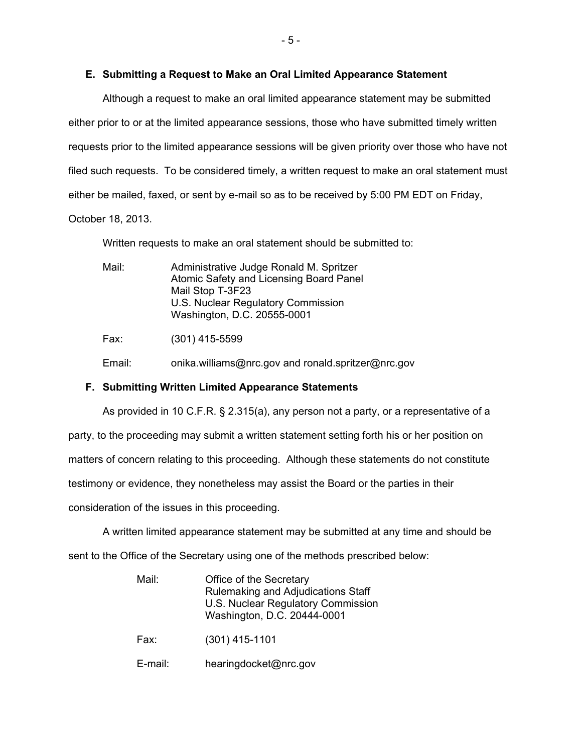### E. Submitting a Request to Make an Oral Limited Appearance Statement

Although a request to make an oral limited appearance statement may be submitted either prior to or at the limited appearance sessions, those who have submitted timely written requests prior to the limited appearance sessions will be given priority over those who have not filed such requests. To be considered timely, a written request to make an oral statement must either be mailed, faxed, or sent by e-mail so as to be received by 5:00 PM EDT on Friday, October 18, 2013.

Written requests to make an oral statement should be submitted to:

Mail: Administrative Judge Ronald M. Spritzer
Atomic Safety and Licensing Board Panel
Mail Stop T-3F23
U.S. Nuclear Regulatory Commission
Washington, D.C. 20555-0001

Fax: (301) 415-5599

Email: onika.williams@nrc.gov and ronald.spritzer@nrc.gov

### F. Submitting Written Limited Appearance Statements

As provided in 10 C.F.R. § 2.315(a), any person not a party, or a representative of a party, to the proceeding may submit a written statement setting forth his or her position on matters of concern relating to this proceeding. Although these statements do not constitute testimony or evidence, they nonetheless may assist the Board or the parties in their consideration of the issues in this proceeding.

A written limited appearance statement may be submitted at any time and should be sent to the Office of the Secretary using one of the methods prescribed below:

Mail: Office of the Secretary
Rulemaking and Adjudications Staff
U.S. Nuclear Regulatory Commission
Washington, D.C. 20444-0001

Fax: (301) 415-1101

E-mail: hearingdocket@nrc.gov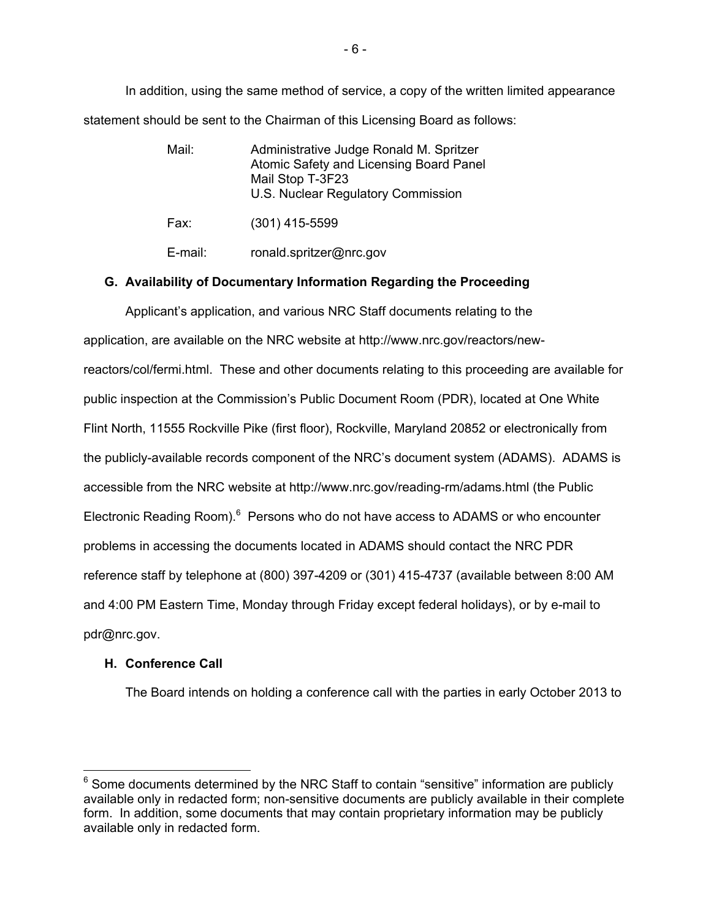In addition, using the same method of service, a copy of the written limited appearance statement should be sent to the Chairman of this Licensing Board as follows:

Mail: Administrative Judge Ronald M. Spritzer
Atomic Safety and Licensing Board Panel
Mail Stop T-3F23
U.S. Nuclear Regulatory Commission

Fax: (301) 415-5599

E-mail: ronald.spritzer@nrc.gov

**G. Availability of Documentary Information Regarding the Proceeding**

Applicant's application, and various NRC Staff documents relating to the application, are available on the NRC website at http://www.nrc.gov/reactors/new-reactors/col/fermi.html. These and other documents relating to this proceeding are available for public inspection at the Commission's Public Document Room (PDR), located at One White Flint North, 11555 Rockville Pike (first floor), Rockville, Maryland 20852 or electronically from the publicly-available records component of the NRC's document system (ADAMS). ADAMS is accessible from the NRC website at http://www.nrc.gov/reading-rm/adams.html (the Public Electronic Reading Room).[6] Persons who do not have access to ADAMS or who encounter problems in accessing the documents located in ADAMS should contact the NRC PDR reference staff by telephone at (800) 397-4209 or (301) 415-4737 (available between 8:00 AM and 4:00 PM Eastern Time, Monday through Friday except federal holidays), or by e-mail to pdr@nrc.gov.

**H. Conference Call**

The Board intends on holding a conference call with the parties in early October 2013 to

[6] Some documents determined by the NRC Staff to contain "sensitive" information are publicly available only in redacted form; non-sensitive documents are publicly available in their complete form. In addition, some documents that may contain proprietary information may be publicly available only in redacted form.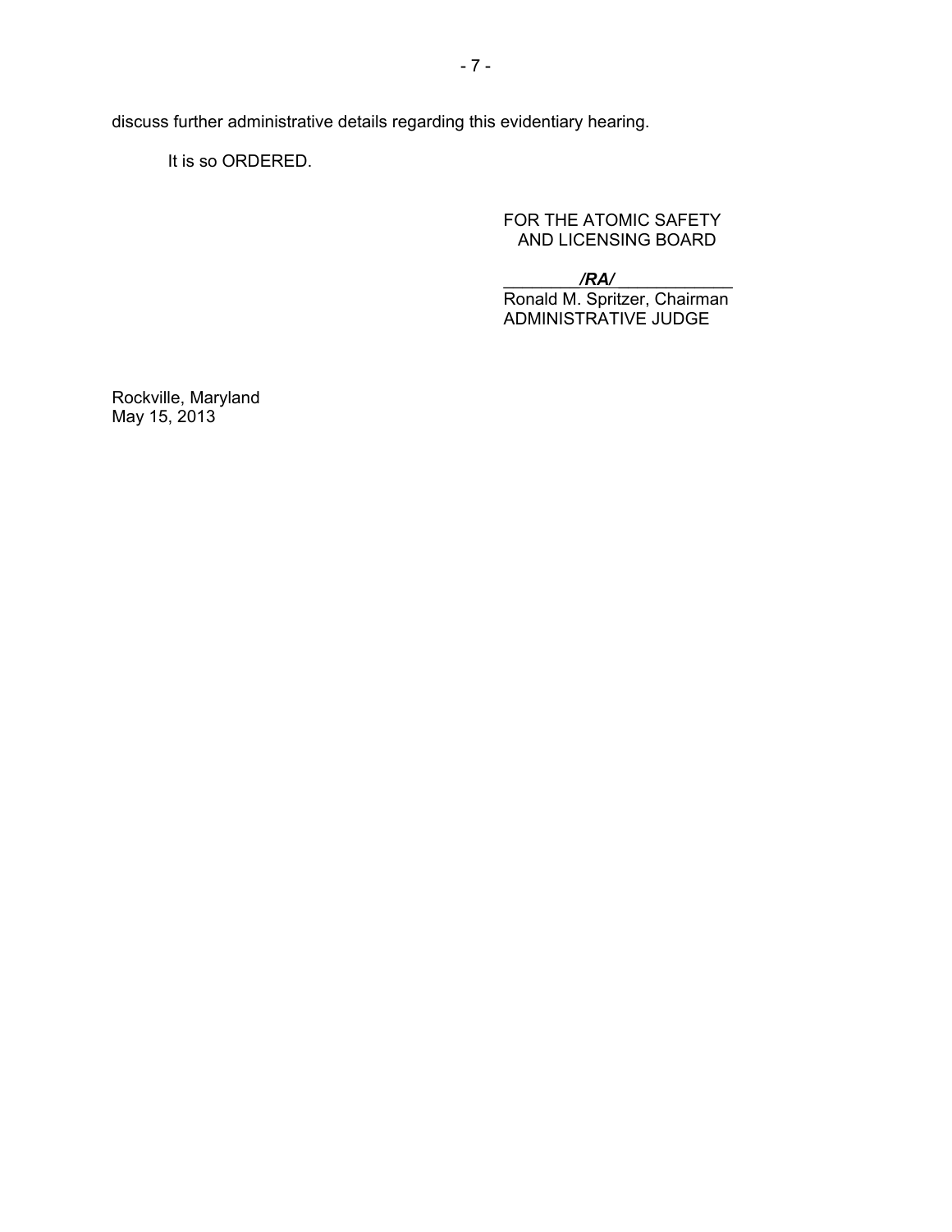discuss further administrative details regarding this evidentiary hearing.

It is so ORDERED.

FOR THE ATOMIC SAFETY
AND LICENSING BOARD

***/RA/***

Ronald M. Spritzer, Chairman
ADMINISTRATIVE JUDGE

Rockville, Maryland
May 15, 2013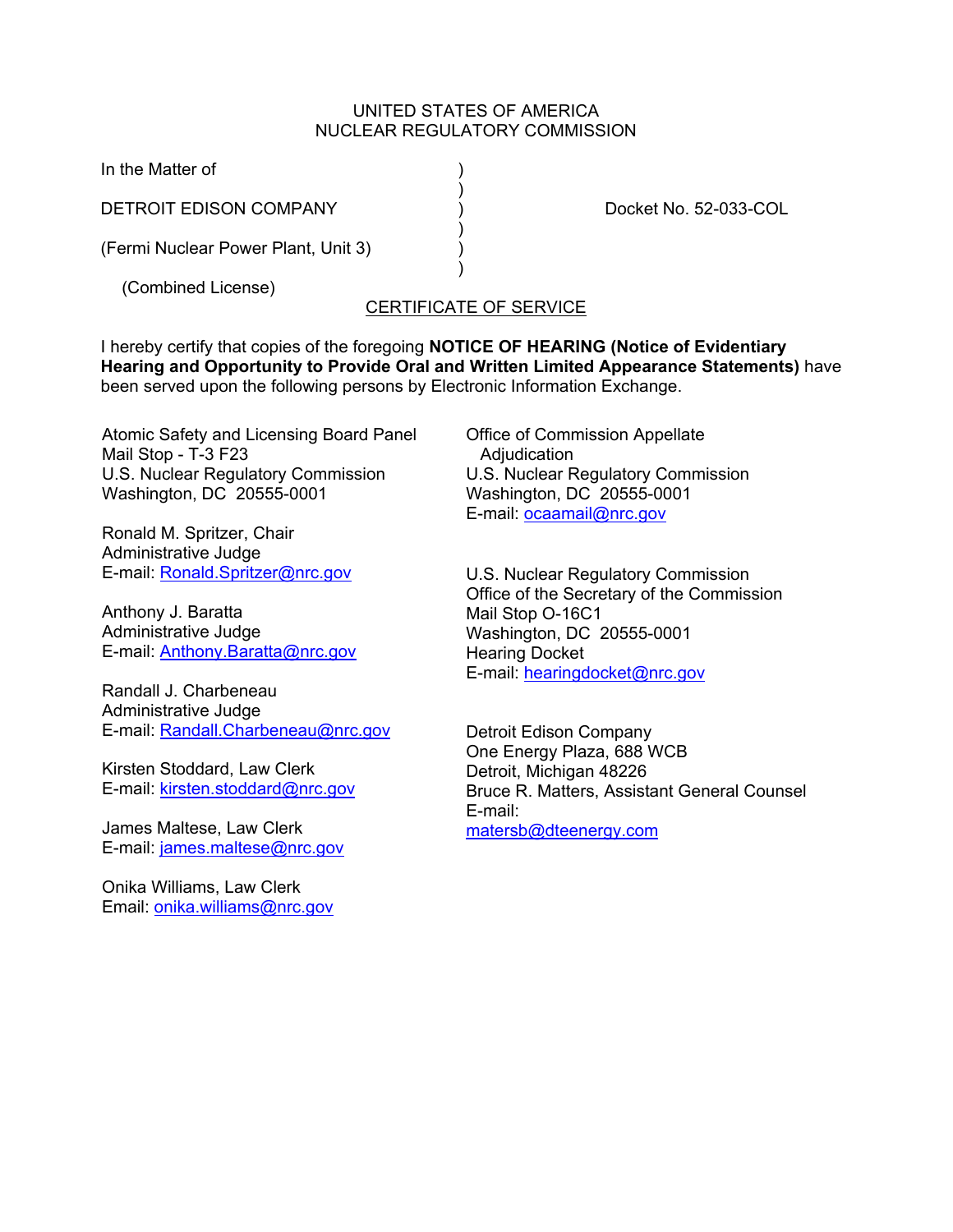UNITED STATES OF AMERICA
NUCLEAR REGULATORY COMMISSION

In the Matter of )
 )
DETROIT EDISON COMPANY ) Docket No. 52-033-COL
 )
(Fermi Nuclear Power Plant, Unit 3) )
 )
(Combined License)

CERTIFICATE OF SERVICE

I hereby certify that copies of the foregoing **NOTICE OF HEARING (Notice of Evidentiary Hearing and Opportunity to Provide Oral and Written Limited Appearance Statements)** have been served upon the following persons by Electronic Information Exchange.

Atomic Safety and Licensing Board Panel
Mail Stop - T-3 F23
U.S. Nuclear Regulatory Commission
Washington, DC 20555-0001

Ronald M. Spritzer, Chair
Administrative Judge
E-mail: Ronald.Spritzer@nrc.gov

Anthony J. Baratta
Administrative Judge
E-mail: Anthony.Baratta@nrc.gov

Randall J. Charbeneau
Administrative Judge
E-mail: Randall.Charbeneau@nrc.gov

Kirsten Stoddard, Law Clerk
E-mail: kirsten.stoddard@nrc.gov

James Maltese, Law Clerk
E-mail: james.maltese@nrc.gov

Onika Williams, Law Clerk
Email: onika.williams@nrc.gov

Office of Commission Appellate Adjudication
U.S. Nuclear Regulatory Commission
Washington, DC 20555-0001
E-mail: ocaamail@nrc.gov

U.S. Nuclear Regulatory Commission
Office of the Secretary of the Commission
Mail Stop O-16C1
Washington, DC 20555-0001
Hearing Docket
E-mail: hearingdocket@nrc.gov

Detroit Edison Company
One Energy Plaza, 688 WCB
Detroit, Michigan 48226
Bruce R. Matters, Assistant General Counsel
E-mail:
matersb@dteenergy.com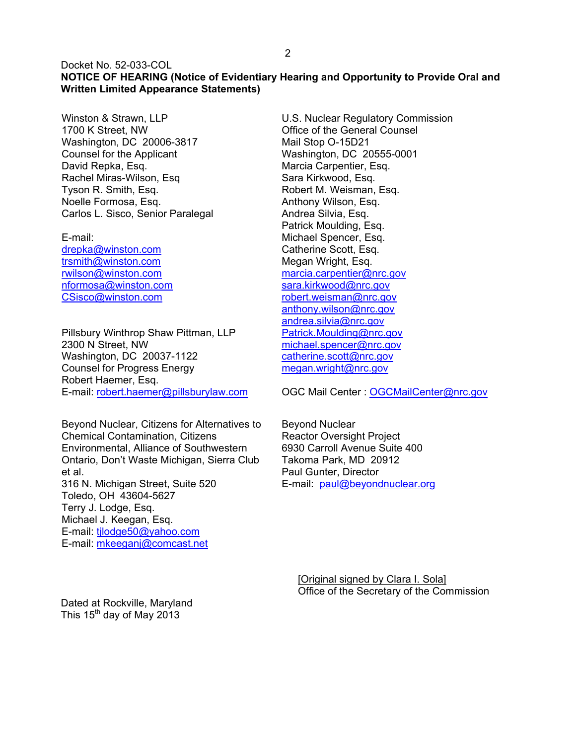Docket No. 52-033-COL
**NOTICE OF HEARING (Notice of Evidentiary Hearing and Opportunity to Provide Oral and Written Limited Appearance Statements)**

Winston & Strawn, LLP
1700 K Street, NW
Washington, DC 20006-3817
Counsel for the Applicant
David Repka, Esq.
Rachel Miras-Wilson, Esq
Tyson R. Smith, Esq.
Noelle Formosa, Esq.
Carlos L. Sisco, Senior Paralegal

E-mail:
drepka@winston.com
trsmith@winston.com
rwilson@winston.com
nformosa@winston.com
CSisco@winston.com

Pillsbury Winthrop Shaw Pittman, LLP
2300 N Street, NW
Washington, DC 20037-1122
Counsel for Progress Energy
Robert Haemer, Esq.
E-mail: robert.haemer@pillsburylaw.com

Beyond Nuclear, Citizens for Alternatives to Chemical Contamination, Citizens Environmental, Alliance of Southwestern Ontario, Don't Waste Michigan, Sierra Club et al.
316 N. Michigan Street, Suite 520
Toledo, OH 43604-5627
Terry J. Lodge, Esq.
Michael J. Keegan, Esq.
E-mail: tjlodge50@yahoo.com
E-mail: mkeeganj@comcast.net

U.S. Nuclear Regulatory Commission
Office of the General Counsel
Mail Stop O-15D21
Washington, DC 20555-0001
Marcia Carpentier, Esq.
Sara Kirkwood, Esq.
Robert M. Weisman, Esq.
Anthony Wilson, Esq.
Andrea Silvia, Esq.
Patrick Moulding, Esq.
Michael Spencer, Esq.
Catherine Scott, Esq.
Megan Wright, Esq.
marcia.carpentier@nrc.gov
sara.kirkwood@nrc.gov
robert.weisman@nrc.gov
anthony.wilson@nrc.gov
andrea.silvia@nrc.gov
Patrick.Moulding@nrc.gov
michael.spencer@nrc.gov
catherine.scott@nrc.gov
megan.wright@nrc.gov

OGC Mail Center : OGCMailCenter@nrc.gov

Beyond Nuclear
Reactor Oversight Project
6930 Carroll Avenue Suite 400
Takoma Park, MD 20912
Paul Gunter, Director
E-mail: paul@beyondnuclear.org

[Original signed by Clara I. Sola]
Office of the Secretary of the Commission

Dated at Rockville, Maryland
This 15th day of May 2013